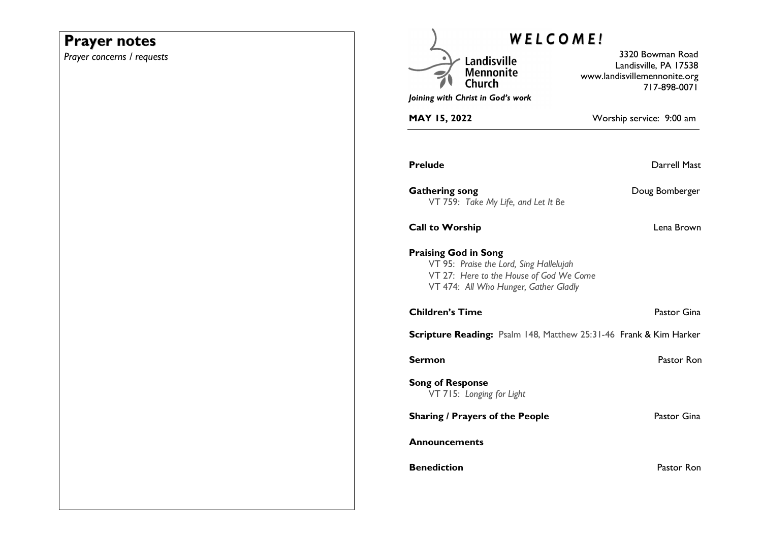## Prayer notes

*Prayer concerns / requests*

# *WELCOME!*

Landisville Mennonite Church

*Joining with Christ in God's work*

3320 Bowman Road
Landisville, PA 17538
www.landisvillemennonite.org
717-898-0071

**MAY 15, 2022** — Worship service: 9:00 am

**Prelude** — Darrell Mast

**Gathering song** — Doug Bomberger
VT 759: *Take My Life, and Let It Be*

**Call to Worship** — Lena Brown

**Praising God in Song**
VT 95: *Praise the Lord, Sing Hallelujah*
VT 27: *Here to the House of God We Come*
VT 474: *All Who Hunger, Gather Gladly*

**Children's Time** — Pastor Gina

**Scripture Reading:** Psalm 148, Matthew 25:31-46 — Frank & Kim Harker

**Sermon** — Pastor Ron

**Song of Response**
VT 715: *Longing for Light*

**Sharing / Prayers of the People** — Pastor Gina

**Announcements**

**Benediction** — Pastor Ron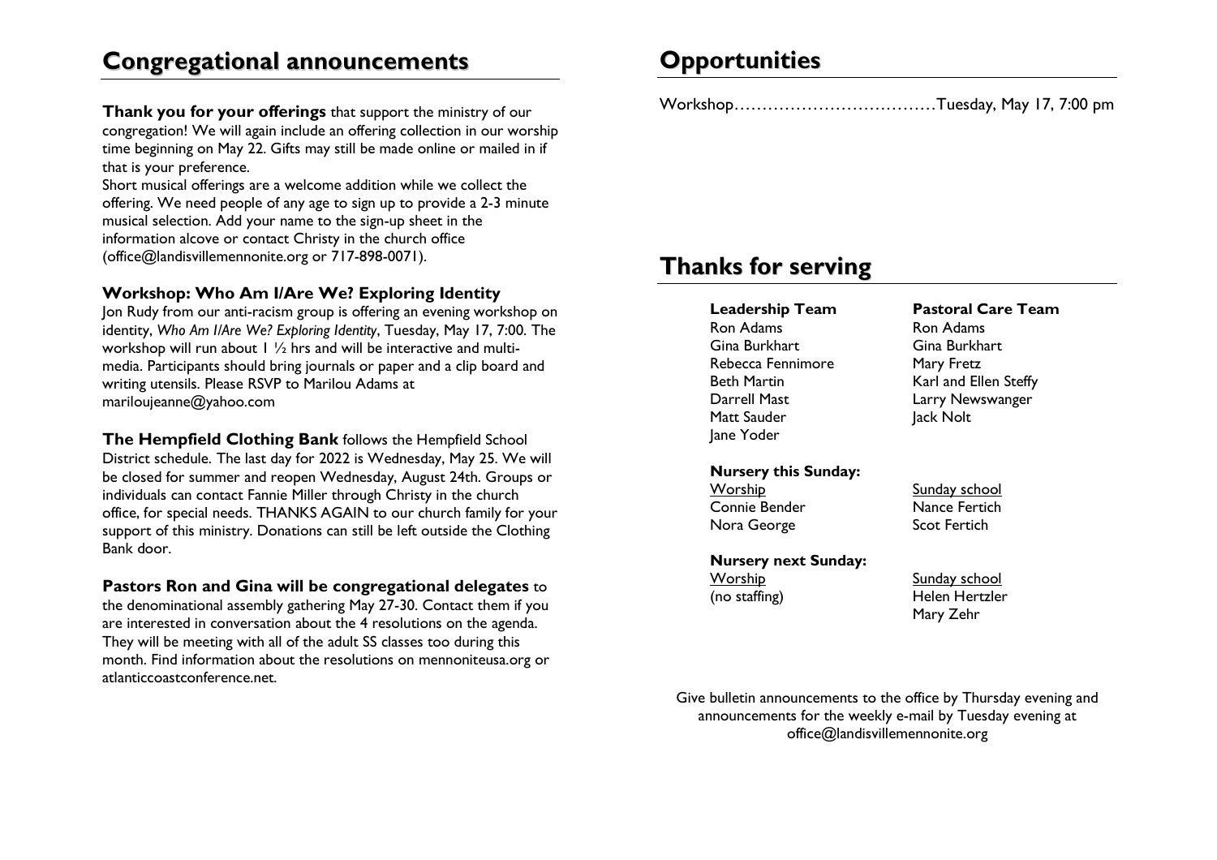## Congregational announcements

**Thank you for your offerings** that support the ministry of our congregation! We will again include an offering collection in our worship time beginning on May 22. Gifts may still be made online or mailed in if that is your preference.

Short musical offerings are a welcome addition while we collect the offering. We need people of any age to sign up to provide a 2-3 minute musical selection. Add your name to the sign-up sheet in the information alcove or contact Christy in the church office (office@landisvillemennonite.org or 717-898-0071).

### Workshop: Who Am I/Are We? Exploring Identity

Jon Rudy from our anti-racism group is offering an evening workshop on identity, *Who Am I/Are We? Exploring Identity*, Tuesday, May 17, 7:00. The workshop will run about 1 ½ hrs and will be interactive and multi-media. Participants should bring journals or paper and a clip board and writing utensils. Please RSVP to Marilou Adams at mariloujeanne@yahoo.com

**The Hempfield Clothing Bank** follows the Hempfield School District schedule. The last day for 2022 is Wednesday, May 25. We will be closed for summer and reopen Wednesday, August 24th. Groups or individuals can contact Fannie Miller through Christy in the church office, for special needs. THANKS AGAIN to our church family for your support of this ministry. Donations can still be left outside the Clothing Bank door.

**Pastors Ron and Gina will be congregational delegates** to the denominational assembly gathering May 27-30. Contact them if you are interested in conversation about the 4 resolutions on the agenda. They will be meeting with all of the adult SS classes too during this month. Find information about the resolutions on mennoniteusa.org or atlanticcoastconference.net.

## Opportunities

Workshop……………………………… Tuesday, May 17, 7:00 pm

## Thanks for serving

**Leadership Team**
Ron Adams
Gina Burkhart
Rebecca Fennimore
Beth Martin
Darrell Mast
Matt Sauder
Jane Yoder

**Pastoral Care Team**
Ron Adams
Gina Burkhart
Mary Fretz
Karl and Ellen Steffy
Larry Newswanger
Jack Nolt

**Nursery this Sunday:**

| Worship | Sunday school |
| --- | --- |
| Connie Bender | Nance Fertich |
| Nora George | Scot Fertich |

**Nursery next Sunday:**

| Worship | Sunday school |
| --- | --- |
| (no staffing) | Helen Hertzler |
| | Mary Zehr |

Give bulletin announcements to the office by Thursday evening and announcements for the weekly e-mail by Tuesday evening at office@landisvillemennonite.org